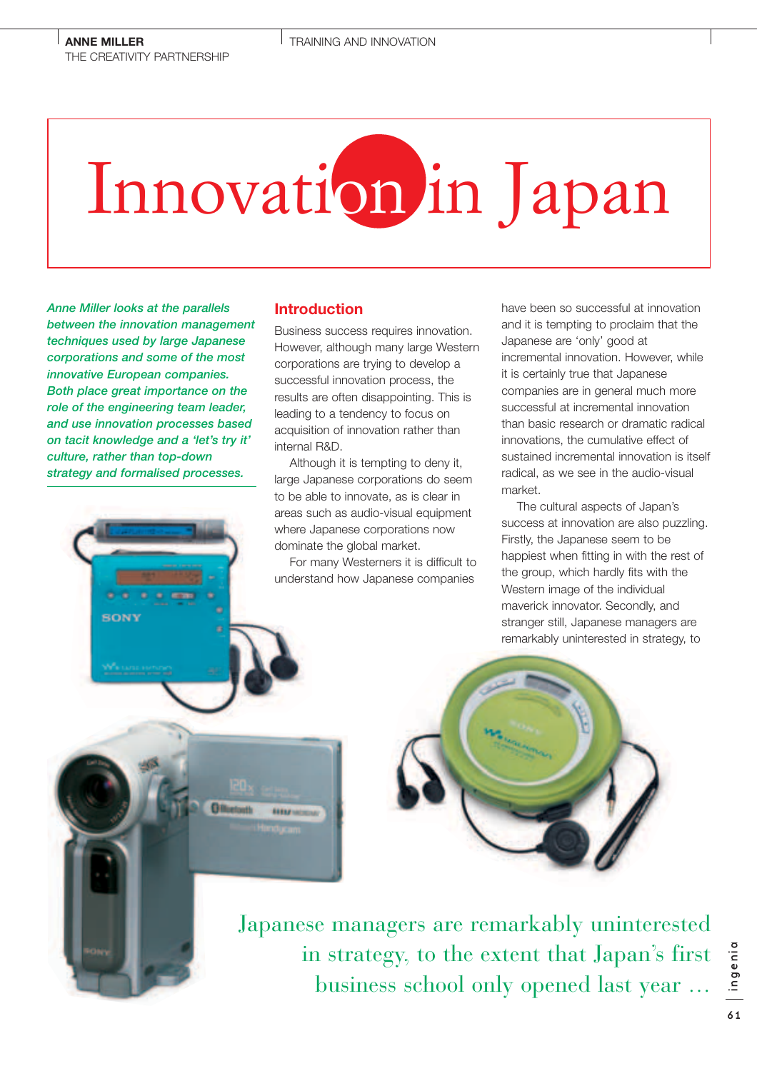ANNE MILLER
THE CREATIVITY PARTNERSHIP

# Innovation in Japan

*Anne Miller looks at the parallels between the innovation management techniques used by large Japanese corporations and some of the most innovative European companies. Both place great importance on the role of the engineering team leader, and use innovation processes based on tacit knowledge and a 'let's try it' culture, rather than top-down strategy and formalised processes.*

## Introduction

Business success requires innovation. However, although many large Western corporations are trying to develop a successful innovation process, the results are often disappointing. This is leading to a tendency to focus on acquisition of innovation rather than internal R&D.

Although it is tempting to deny it, large Japanese corporations do seem to be able to innovate, as is clear in areas such as audio-visual equipment where Japanese corporations now dominate the global market.

For many Westerners it is difficult to understand how Japanese companies have been so successful at innovation and it is tempting to proclaim that the Japanese are 'only' good at incremental innovation. However, while it is certainly true that Japanese companies are in general much more successful at incremental innovation than basic research or dramatic radical innovations, the cumulative effect of sustained incremental innovation is itself radical, as we see in the audio-visual market.

The cultural aspects of Japan's success at innovation are also puzzling. Firstly, the Japanese seem to be happiest when fitting in with the rest of the group, which hardly fits with the Western image of the individual maverick innovator. Secondly, and stranger still, Japanese managers are remarkably uninterested in strategy, to

Japanese managers are remarkably uninterested in strategy, to the extent that Japan's first business school only opened last year …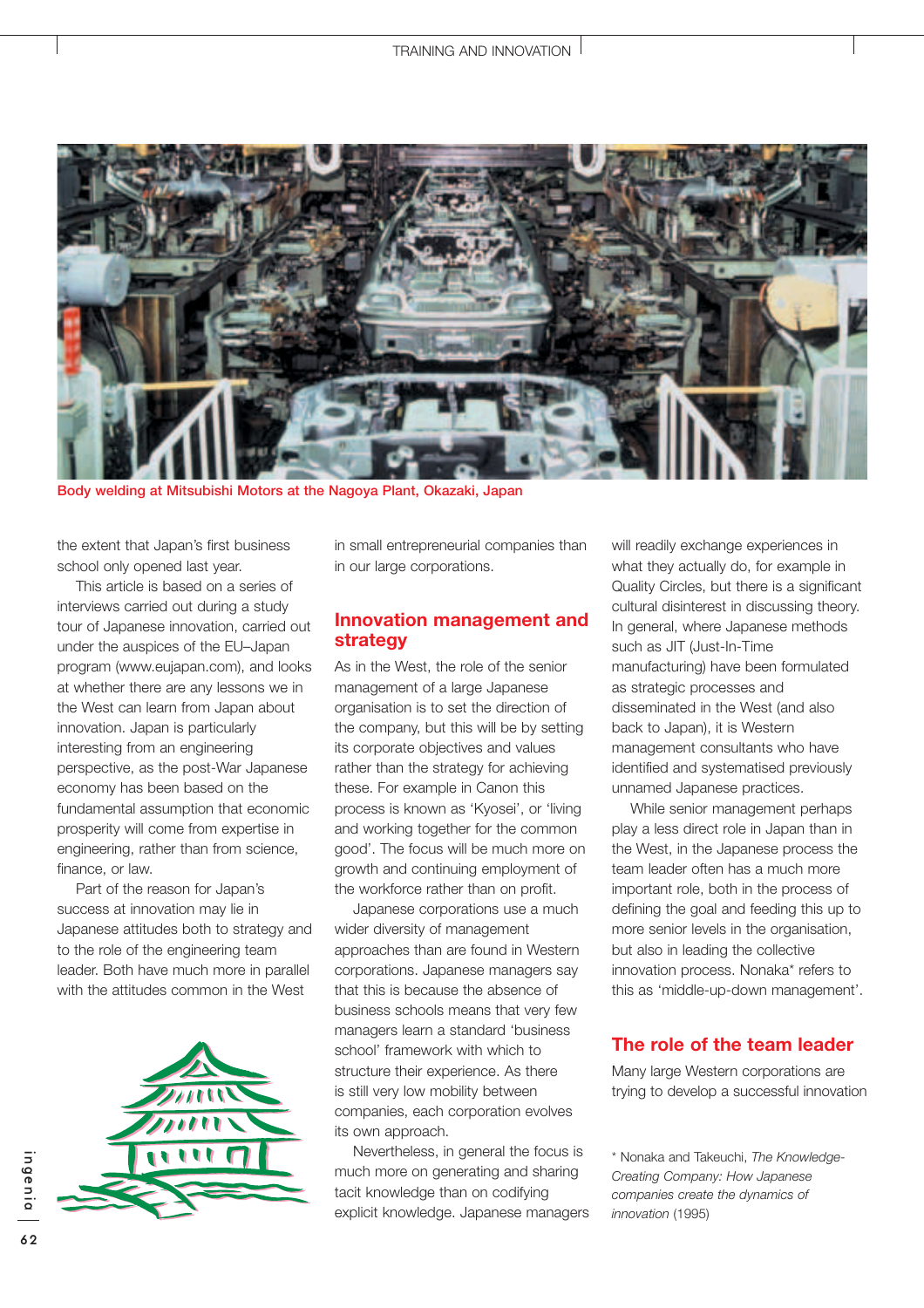Body welding at Mitsubishi Motors at the Nagoya Plant, Okazaki, Japan

the extent that Japan's first business school only opened last year.

This article is based on a series of interviews carried out during a study tour of Japanese innovation, carried out under the auspices of the EU–Japan program (www.eujapan.com), and looks at whether there are any lessons we in the West can learn from Japan about innovation. Japan is particularly interesting from an engineering perspective, as the post-War Japanese economy has been based on the fundamental assumption that economic prosperity will come from expertise in engineering, rather than from science, finance, or law.

Part of the reason for Japan's success at innovation may lie in Japanese attitudes both to strategy and to the role of the engineering team leader. Both have much more in parallel with the attitudes common in the West in small entrepreneurial companies than in our large corporations.

## Innovation management and strategy

As in the West, the role of the senior management of a large Japanese organisation is to set the direction of the company, but this will be by setting its corporate objectives and values rather than the strategy for achieving these. For example in Canon this process is known as 'Kyosei', or 'living and working together for the common good'. The focus will be much more on growth and continuing employment of the workforce rather than on profit.

Japanese corporations use a much wider diversity of management approaches than are found in Western corporations. Japanese managers say that this is because the absence of business schools means that very few managers learn a standard 'business school' framework with which to structure their experience. As there is still very low mobility between companies, each corporation evolves its own approach.

Nevertheless, in general the focus is much more on generating and sharing tacit knowledge than on codifying explicit knowledge. Japanese managers will readily exchange experiences in what they actually do, for example in Quality Circles, but there is a significant cultural disinterest in discussing theory. In general, where Japanese methods such as JIT (Just-In-Time manufacturing) have been formulated as strategic processes and disseminated in the West (and also back to Japan), it is Western management consultants who have identified and systematised previously unnamed Japanese practices.

While senior management perhaps play a less direct role in Japan than in the West, in the Japanese process the team leader often has a much more important role, both in the process of defining the goal and feeding this up to more senior levels in the organisation, but also in leading the collective innovation process. Nonaka* refers to this as 'middle-up-down management'.

## The role of the team leader

Many large Western corporations are trying to develop a successful innovation

\* Nonaka and Takeuchi, *The Knowledge-Creating Company: How Japanese companies create the dynamics of innovation* (1995)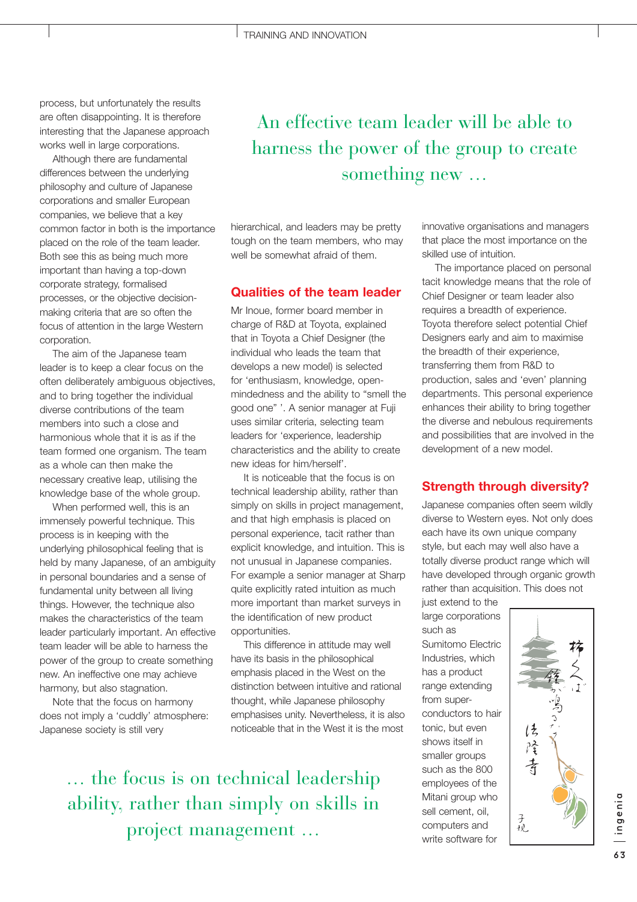process, but unfortunately the results are often disappointing. It is therefore interesting that the Japanese approach works well in large corporations.

Although there are fundamental differences between the underlying philosophy and culture of Japanese corporations and smaller European companies, we believe that a key common factor in both is the importance placed on the role of the team leader. Both see this as being much more important than having a top-down corporate strategy, formalised processes, or the objective decision-making criteria that are so often the focus of attention in the large Western corporation.

The aim of the Japanese team leader is to keep a clear focus on the often deliberately ambiguous objectives, and to bring together the individual diverse contributions of the team members into such a close and harmonious whole that it is as if the team formed one organism. The team as a whole can then make the necessary creative leap, utilising the knowledge base of the whole group.

When performed well, this is an immensely powerful technique. This process is in keeping with the underlying philosophical feeling that is held by many Japanese, of an ambiguity in personal boundaries and a sense of fundamental unity between all living things. However, the technique also makes the characteristics of the team leader particularly important. An effective team leader will be able to harness the power of the group to create something new. An ineffective one may achieve harmony, but also stagnation.

Note that the focus on harmony does not imply a 'cuddly' atmosphere: Japanese society is still very hierarchical, and leaders may be pretty tough on the team members, who may well be somewhat afraid of them.

> An effective team leader will be able to harness the power of the group to create something new …

## Qualities of the team leader

Mr Inoue, former board member in charge of R&D at Toyota, explained that in Toyota a Chief Designer (the individual who leads the team that develops a new model) is selected for 'enthusiasm, knowledge, open-mindedness and the ability to "smell the good one" '. A senior manager at Fuji uses similar criteria, selecting team leaders for 'experience, leadership characteristics and the ability to create new ideas for him/herself'.

It is noticeable that the focus is on technical leadership ability, rather than simply on skills in project management, and that high emphasis is placed on personal experience, tacit rather than explicit knowledge, and intuition. This is not unusual in Japanese companies. For example a senior manager at Sharp quite explicitly rated intuition as much more important than market surveys in the identification of new product opportunities.

This difference in attitude may well have its basis in the philosophical emphasis placed in the West on the distinction between intuitive and rational thought, while Japanese philosophy emphasises unity. Nevertheless, it is also noticeable that in the West it is the most innovative organisations and managers that place the most importance on the skilled use of intuition.

The importance placed on personal tacit knowledge means that the role of Chief Designer or team leader also requires a breadth of experience. Toyota therefore select potential Chief Designers early and aim to maximise the breadth of their experience, transferring them from R&D to production, sales and 'even' planning departments. This personal experience enhances their ability to bring together the diverse and nebulous requirements and possibilities that are involved in the development of a new model.

> … the focus is on technical leadership ability, rather than simply on skills in project management …

## Strength through diversity?

Japanese companies often seem wildly diverse to Western eyes. Not only does each have its own unique company style, but each may well also have a totally diverse product range which will have developed through organic growth rather than acquisition. This does not just extend to the large corporations such as Sumitomo Electric Industries, which has a product range extending from super-conductors to hair tonic, but even shows itself in smaller groups such as the 800 employees of the Mitani group who sell cement, oil, computers and write software for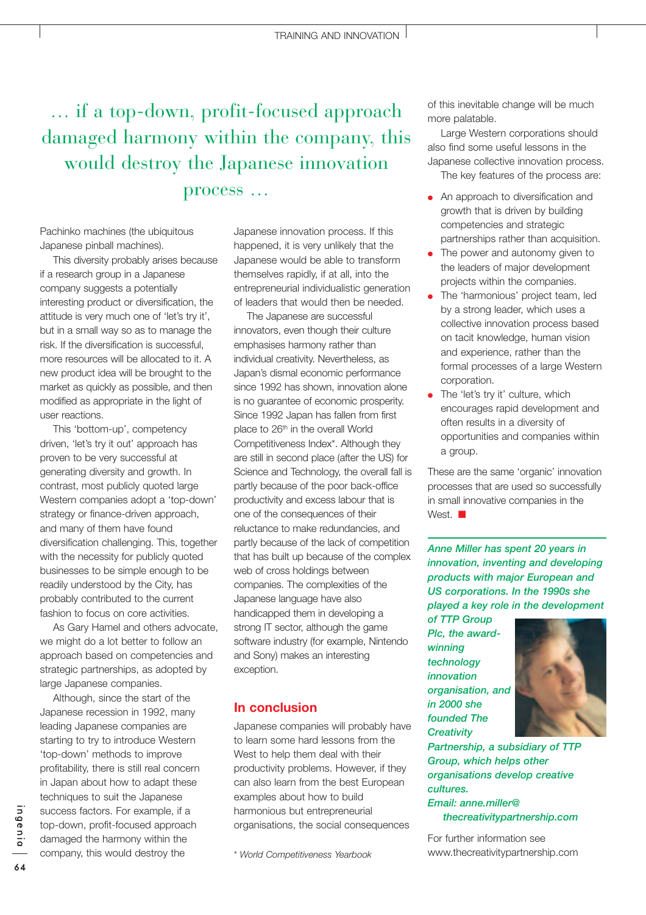> … if a top-down, profit-focused approach damaged harmony within the company, this would destroy the Japanese innovation process …

Pachinko machines (the ubiquitous Japanese pinball machines).

This diversity probably arises because if a research group in a Japanese company suggests a potentially interesting product or diversification, the attitude is very much one of 'let's try it', but in a small way so as to manage the risk. If the diversification is successful, more resources will be allocated to it. A new product idea will be brought to the market as quickly as possible, and then modified as appropriate in the light of user reactions.

This 'bottom-up', competency driven, 'let's try it out' approach has proven to be very successful at generating diversity and growth. In contrast, most publicly quoted large Western companies adopt a 'top-down' strategy or finance-driven approach, and many of them have found diversification challenging. This, together with the necessity for publicly quoted businesses to be simple enough to be readily understood by the City, has probably contributed to the current fashion to focus on core activities.

As Gary Hamel and others advocate, we might do a lot better to follow an approach based on competencies and strategic partnerships, as adopted by large Japanese companies.

Although, since the start of the Japanese recession in 1992, many leading Japanese companies are starting to try to introduce Western 'top-down' methods to improve profitability, there is still real concern in Japan about how to adapt these techniques to suit the Japanese success factors. For example, if a top-down, profit-focused approach damaged the harmony within the company, this would destroy the Japanese innovation process. If this happened, it is very unlikely that the Japanese would be able to transform themselves rapidly, if at all, into the entrepreneurial individualistic generation of leaders that would then be needed.

The Japanese are successful innovators, even though their culture emphasises harmony rather than individual creativity. Nevertheless, as Japan's dismal economic performance since 1992 has shown, innovation alone is no guarantee of economic prosperity. Since 1992 Japan has fallen from first place to 26th in the overall World Competitiveness Index*. Although they are still in second place (after the US) for Science and Technology, the overall fall is partly because of the poor back-office productivity and excess labour that is one of the consequences of their reluctance to make redundancies, and partly because of the lack of competition that has built up because of the complex web of cross holdings between companies. The complexities of the Japanese language have also handicapped them in developing a strong IT sector, although the game software industry (for example, Nintendo and Sony) makes an interesting exception.

## In conclusion

Japanese companies will probably have to learn some hard lessons from the West to help them deal with their productivity problems. However, if they can also learn from the best European examples about how to build harmonious but entrepreneurial organisations, the social consequences of this inevitable change will be much more palatable.

Large Western corporations should also find some useful lessons in the Japanese collective innovation process.

The key features of the process are:

- An approach to diversification and growth that is driven by building competencies and strategic partnerships rather than acquisition.
- The power and autonomy given to the leaders of major development projects within the companies.
- The 'harmonious' project team, led by a strong leader, which uses a collective innovation process based on tacit knowledge, human vision and experience, rather than the formal processes of a large Western corporation.
- The 'let's try it' culture, which encourages rapid development and often results in a diversity of opportunities and companies within a group.

These are the same 'organic' innovation processes that are used so successfully in small innovative companies in the West. ■

\* *World Competitiveness Yearbook*

***Anne Miller has spent 20 years in innovation, inventing and developing products with major European and US corporations. In the 1990s she played a key role in the development of TTP Group Plc, the award-winning technology innovation organisation, and in 2000 she founded The Creativity Partnership, a subsidiary of TTP Group, which helps other organisations develop creative cultures.***
***Email: anne.miller@thecreativitypartnership.com***

For further information see www.thecreativitypartnership.com